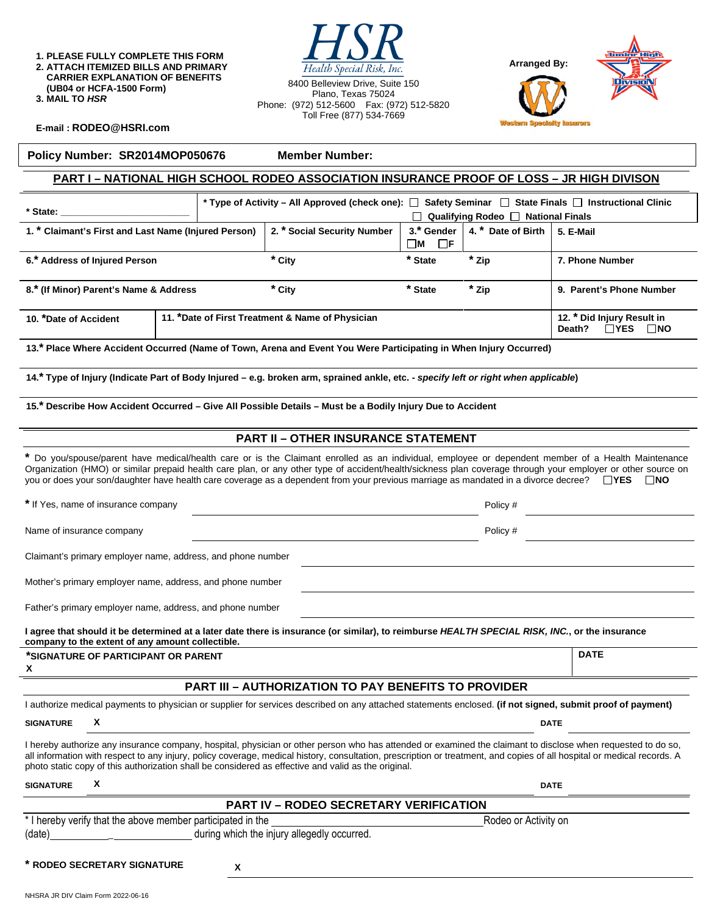1. PLEASE FULLY COMPLETE THIS FORM
2. ATTACH ITEMIZED BILLS AND PRIMARY CARRIER EXPLANATION OF BENEFITS (UB04 or HCFA-1500 Form)
3. MAIL TO *HSR*

E-mail : RODEO@HSRI.com

**HSR**
*Health Special Risk, Inc.*
8400 Belleview Drive, Suite 150
Plano, Texas 75024
Phone: (972) 512-5600 Fax: (972) 512-5820
Toll Free (877) 534-7669

**Arranged By:**
Western Specialty Insurors

Junior High Division

**Policy Number: SR2014MOP050676** **Member Number:**

## PART I – NATIONAL HIGH SCHOOL RODEO ASSOCIATION INSURANCE PROOF OF LOSS – JR HIGH DIVISON

| * State: ______________________ | * Type of Activity – All Approved (check one): ☐ Safety Seminar ☐ State Finals ☐ Instructional Clinic ☐ Qualifying Rodeo ☐ National Finals | | | |
|---|---|---|---|---|
| 1. * Claimant's First and Last Name (Injured Person) | 2. * Social Security Number | 3.* Gender ☐M ☐F | 4. * Date of Birth | 5. E-Mail |
| 6.* Address of Injured Person | * City | * State | * Zip | 7. Phone Number |
| 8.* (If Minor) Parent's Name & Address | * City | * State | * Zip | 9. Parent's Phone Number |
| 10. *Date of Accident | 11. *Date of First Treatment & Name of Physician | | | 12. * Did Injury Result in Death? ☐YES ☐NO |

13.* Place Where Accident Occurred (Name of Town, Arena and Event You Were Participating in When Injury Occurred)

14.* Type of Injury (Indicate Part of Body Injured – e.g. broken arm, sprained ankle, etc. - *specify left or right when applicable*)

15.* Describe How Accident Occurred – Give All Possible Details – Must be a Bodily Injury Due to Accident

## PART II – OTHER INSURANCE STATEMENT

* Do you/spouse/parent have medical/health care or is the Claimant enrolled as an individual, employee or dependent member of a Health Maintenance Organization (HMO) or similar prepaid health care plan, or any other type of accident/health/sickness plan coverage through your employer or other source on you or does your son/daughter have health care coverage as a dependent from your previous marriage as mandated in a divorce decree? ☐YES ☐NO

* If Yes, name of insurance company ______________________ Policy # ______________

Name of insurance company ______________________ Policy # ______________

Claimant's primary employer name, address, and phone number ______________________

Mother's primary employer name, address, and phone number ______________________

Father's primary employer name, address, and phone number ______________________

**I agree that should it be determined at a later date there is insurance (or similar), to reimburse *HEALTH SPECIAL RISK, INC.*, or the insurance company to the extent of any amount collectible.**

| *SIGNATURE OF PARTICIPANT OR PARENT<br>X | DATE |
|---|---|

## PART III – AUTHORIZATION TO PAY BENEFITS TO PROVIDER

I authorize medical payments to physician or supplier for services described on any attached statements enclosed. **(if not signed, submit proof of payment)**

**SIGNATURE** X ______________________ **DATE** ______________

I hereby authorize any insurance company, hospital, physician or other person who has attended or examined the claimant to disclose when requested to do so, all information with respect to any injury, policy coverage, medical history, consultation, prescription or treatment, and copies of all hospital or medical records. A photo static copy of this authorization shall be considered as effective and valid as the original.

**SIGNATURE** X ______________________ **DATE** ______________

## PART IV – RODEO SECRETARY VERIFICATION

* I hereby verify that the above member participated in the ______________________ Rodeo or Activity on (date)__________ during which the injury allegedly occurred.

**\* RODEO SECRETARY SIGNATURE** X ______________________

NHSRA JR DIV Claim Form 2022-06-16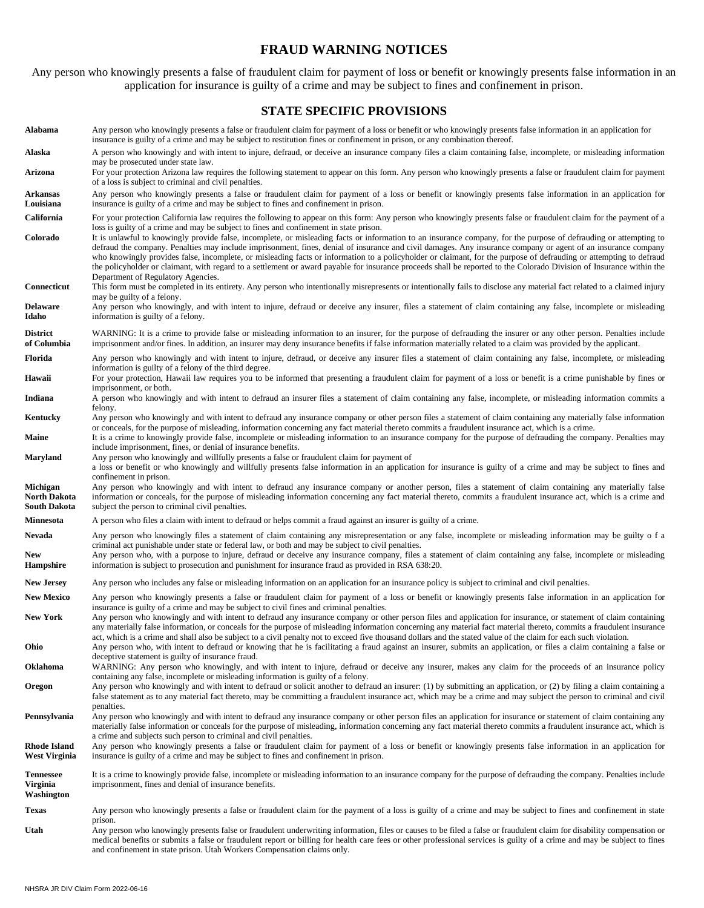# FRAUD WARNING NOTICES

Any person who knowingly presents a false of fraudulent claim for payment of loss or benefit or knowingly presents false information in an application for insurance is guilty of a crime and may be subject to fines and confinement in prison.

## STATE SPECIFIC PROVISIONS

| State | Provision |
|---|---|
| **Alabama** | Any person who knowingly presents a false or fraudulent claim for payment of a loss or benefit or who knowingly presents false information in an application for insurance is guilty of a crime and may be subject to restitution fines or confinement in prison, or any combination thereof. |
| **Alaska** | A person who knowingly and with intent to injure, defraud, or deceive an insurance company files a claim containing false, incomplete, or misleading information may be prosecuted under state law. |
| **Arizona** | For your protection Arizona law requires the following statement to appear on this form. Any person who knowingly presents a false or fraudulent claim for payment of a loss is subject to criminal and civil penalties. |
| **Arkansas Louisiana** | Any person who knowingly presents a false or fraudulent claim for payment of a loss or benefit or knowingly presents false information in an application for insurance is guilty of a crime and may be subject to fines and confinement in prison. |
| **California** | For your protection California law requires the following to appear on this form: Any person who knowingly presents false or fraudulent claim for the payment of a loss is guilty of a crime and may be subject to fines and confinement in state prison. |
| **Colorado** | It is unlawful to knowingly provide false, incomplete, or misleading facts or information to an insurance company, for the purpose of defrauding or attempting to defraud the company. Penalties may include imprisonment, fines, denial of insurance and civil damages. Any insurance company or agent of an insurance company who knowingly provides false, incomplete, or misleading facts or information to a policyholder or claimant, for the purpose of defrauding or attempting to defraud the policyholder or claimant, with regard to a settlement or award payable for insurance proceeds shall be reported to the Colorado Division of Insurance within the Department of Regulatory Agencies. |
| **Connecticut** | This form must be completed in its entirety. Any person who intentionally misrepresents or intentionally fails to disclose any material fact related to a claimed injury may be guilty of a felony. |
| **Delaware Idaho** | Any person who knowingly, and with intent to injure, defraud or deceive any insurer, files a statement of claim containing any false, incomplete or misleading information is guilty of a felony. |
| **District of Columbia** | WARNING: It is a crime to provide false or misleading information to an insurer, for the purpose of defrauding the insurer or any other person. Penalties include imprisonment and/or fines. In addition, an insurer may deny insurance benefits if false information materially related to a claim was provided by the applicant. |
| **Florida** | Any person who knowingly and with intent to injure, defraud, or deceive any insurer files a statement of claim containing any false, incomplete, or misleading information is guilty of a felony of the third degree. |
| **Hawaii** | For your protection, Hawaii law requires you to be informed that presenting a fraudulent claim for payment of a loss or benefit is a crime punishable by fines or imprisonment, or both. |
| **Indiana** | A person who knowingly and with intent to defraud an insurer files a statement of claim containing any false, incomplete, or misleading information commits a felony. |
| **Kentucky** | Any person who knowingly and with intent to defraud any insurance company or other person files a statement of claim containing any materially false information or conceals, for the purpose of misleading, information concerning any fact material thereto commits a fraudulent insurance act, which is a crime. |
| **Maine** | It is a crime to knowingly provide false, incomplete or misleading information to an insurance company for the purpose of defrauding the company. Penalties may include imprisonment, fines, or denial of insurance benefits. |
| **Maryland** | Any person who knowingly and willfully presents a false or fraudulent claim for payment of a loss or benefit or who knowingly and willfully presents false information in an application for insurance is guilty of a crime and may be subject to fines and confinement in prison. |
| **Michigan North Dakota South Dakota** | Any person who knowingly and with intent to defraud any insurance company or another person, files a statement of claim containing any materially false information or conceals, for the purpose of misleading information concerning any fact material thereto, commits a fraudulent insurance act, which is a crime and subject the person to criminal civil penalties. |
| **Minnesota** | A person who files a claim with intent to defraud or helps commit a fraud against an insurer is guilty of a crime. |
| **Nevada** | Any person who knowingly files a statement of claim containing any misrepresentation or any false, incomplete or misleading information may be guilty o f a criminal act punishable under state or federal law, or both and may be subject to civil penalties. |
| **New Hampshire** | Any person who, with a purpose to injure, defraud or deceive any insurance company, files a statement of claim containing any false, incomplete or misleading information is subject to prosecution and punishment for insurance fraud as provided in RSA 638:20. |
| **New Jersey** | Any person who includes any false or misleading information on an application for an insurance policy is subject to criminal and civil penalties. |
| **New Mexico** | Any person who knowingly presents a false or fraudulent claim for payment of a loss or benefit or knowingly presents false information in an application for insurance is guilty of a crime and may be subject to civil fines and criminal penalties. |
| **New York** | Any person who knowingly and with intent to defraud any insurance company or other person files and application for insurance, or statement of claim containing any materially false information, or conceals for the purpose of misleading information concerning any material fact material thereto, commits a fraudulent insurance act, which is a crime and shall also be subject to a civil penalty not to exceed five thousand dollars and the stated value of the claim for each such violation. |
| **Ohio** | Any person who, with intent to defraud or knowing that he is facilitating a fraud against an insurer, submits an application, or files a claim containing a false or deceptive statement is guilty of insurance fraud. |
| **Oklahoma** | WARNING: Any person who knowingly, and with intent to injure, defraud or deceive any insurer, makes any claim for the proceeds of an insurance policy containing any false, incomplete or misleading information is guilty of a felony. |
| **Oregon** | Any person who knowingly and with intent to defraud or solicit another to defraud an insurer: (1) by submitting an application, or (2) by filing a claim containing a false statement as to any material fact thereto, may be committing a fraudulent insurance act, which may be a crime and may subject the person to criminal and civil penalties. |
| **Pennsylvania** | Any person who knowingly and with intent to defraud any insurance company or other person files an application for insurance or statement of claim containing any materially false information or conceals for the purpose of misleading, information concerning any fact material thereto commits a fraudulent insurance act, which is a crime and subjects such person to criminal and civil penalties. |
| **Rhode Island West Virginia** | Any person who knowingly presents a false or fraudulent claim for payment of a loss or benefit or knowingly presents false information in an application for insurance is guilty of a crime and may be subject to fines and confinement in prison. |
| **Tennessee Virginia Washington** | It is a crime to knowingly provide false, incomplete or misleading information to an insurance company for the purpose of defrauding the company. Penalties include imprisonment, fines and denial of insurance benefits. |
| **Texas** | Any person who knowingly presents a false or fraudulent claim for the payment of a loss is guilty of a crime and may be subject to fines and confinement in state prison. |
| **Utah** | Any person who knowingly presents false or fraudulent underwriting information, files or causes to be filed a false or fraudulent claim for disability compensation or medical benefits or submits a false or fraudulent report or billing for health care fees or other professional services is guilty of a crime and may be subject to fines and confinement in state prison. Utah Workers Compensation claims only. |

NHSRA JR DIV Claim Form 2022-06-16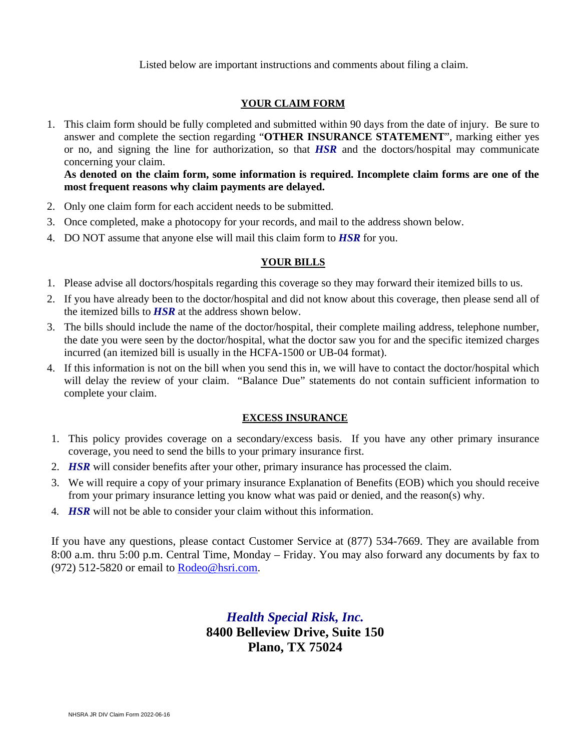Listed below are important instructions and comments about filing a claim.

## YOUR CLAIM FORM

1. This claim form should be fully completed and submitted within 90 days from the date of injury. Be sure to answer and complete the section regarding "**OTHER INSURANCE STATEMENT**", marking either yes or no, and signing the line for authorization, so that ***HSR*** and the doctors/hospital may communicate concerning your claim.
   **As denoted on the claim form, some information is required. Incomplete claim forms are one of the most frequent reasons why claim payments are delayed.**
2. Only one claim form for each accident needs to be submitted.
3. Once completed, make a photocopy for your records, and mail to the address shown below.
4. DO NOT assume that anyone else will mail this claim form to ***HSR*** for you.

## YOUR BILLS

1. Please advise all doctors/hospitals regarding this coverage so they may forward their itemized bills to us.
2. If you have already been to the doctor/hospital and did not know about this coverage, then please send all of the itemized bills to ***HSR*** at the address shown below.
3. The bills should include the name of the doctor/hospital, their complete mailing address, telephone number, the date you were seen by the doctor/hospital, what the doctor saw you for and the specific itemized charges incurred (an itemized bill is usually in the HCFA-1500 or UB-04 format).
4. If this information is not on the bill when you send this in, we will have to contact the doctor/hospital which will delay the review of your claim. "Balance Due" statements do not contain sufficient information to complete your claim.

## EXCESS INSURANCE

1. This policy provides coverage on a secondary/excess basis. If you have any other primary insurance coverage, you need to send the bills to your primary insurance first.
2. ***HSR*** will consider benefits after your other, primary insurance has processed the claim.
3. We will require a copy of your primary insurance Explanation of Benefits (EOB) which you should receive from your primary insurance letting you know what was paid or denied, and the reason(s) why.
4. ***HSR*** will not be able to consider your claim without this information.

If you have any questions, please contact Customer Service at (877) 534-7669. They are available from 8:00 a.m. thru 5:00 p.m. Central Time, Monday – Friday. You may also forward any documents by fax to (972) 512-5820 or email to Rodeo@hsri.com.

***Health Special Risk, Inc.***
**8400 Belleview Drive, Suite 150**
**Plano, TX 75024**

NHSRA JR DIV Claim Form 2022-06-16